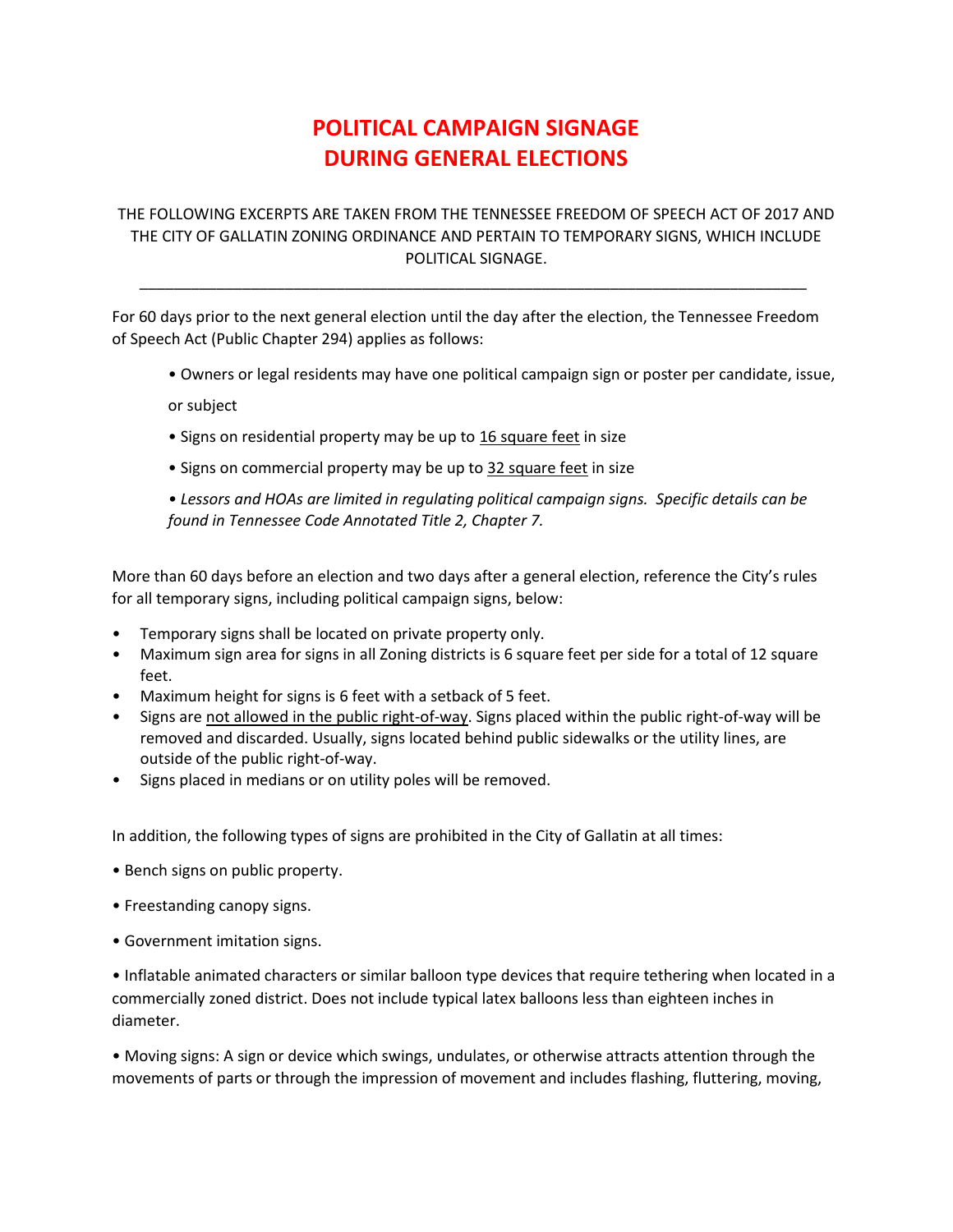# POLITICAL CAMPAIGN SIGNAGE
# DURING GENERAL ELECTIONS

THE FOLLOWING EXCERPTS ARE TAKEN FROM THE TENNESSEE FREEDOM OF SPEECH ACT OF 2017 AND THE CITY OF GALLATIN ZONING ORDINANCE AND PERTAIN TO TEMPORARY SIGNS, WHICH INCLUDE POLITICAL SIGNAGE.

---

For 60 days prior to the next general election until the day after the election, the Tennessee Freedom of Speech Act (Public Chapter 294) applies as follows:

- Owners or legal residents may have one political campaign sign or poster per candidate, issue, or subject
- Signs on residential property may be up to <u>16 square feet</u> in size
- Signs on commercial property may be up to <u>32 square feet</u> in size
- *Lessors and HOAs are limited in regulating political campaign signs. Specific details can be found in Tennessee Code Annotated Title 2, Chapter 7.*

More than 60 days before an election and two days after a general election, reference the City's rules for all temporary signs, including political campaign signs, below:

- Temporary signs shall be located on private property only.
- Maximum sign area for signs in all Zoning districts is 6 square feet per side for a total of 12 square feet.
- Maximum height for signs is 6 feet with a setback of 5 feet.
- Signs are <u>not allowed in the public right-of-way</u>. Signs placed within the public right-of-way will be removed and discarded. Usually, signs located behind public sidewalks or the utility lines, are outside of the public right-of-way.
- Signs placed in medians or on utility poles will be removed.

In addition, the following types of signs are prohibited in the City of Gallatin at all times:

- Bench signs on public property.
- Freestanding canopy signs.
- Government imitation signs.
- Inflatable animated characters or similar balloon type devices that require tethering when located in a commercially zoned district. Does not include typical latex balloons less than eighteen inches in diameter.
- Moving signs: A sign or device which swings, undulates, or otherwise attracts attention through the movements of parts or through the impression of movement and includes flashing, fluttering, moving,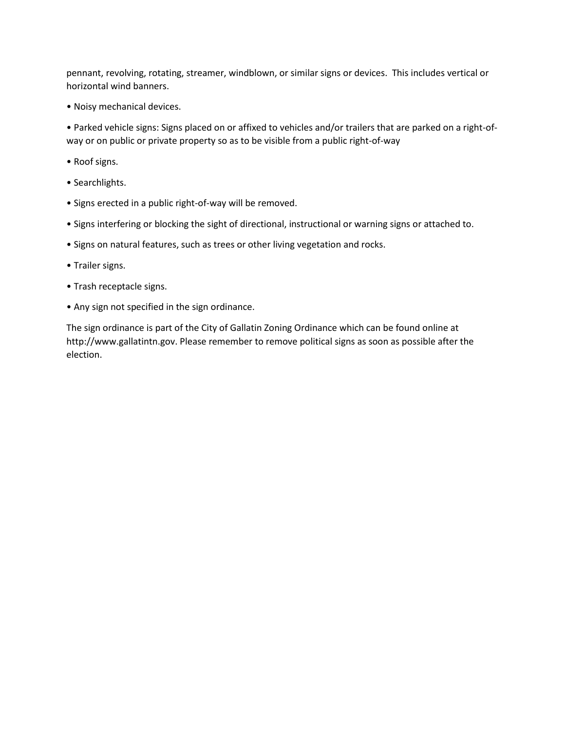pennant, revolving, rotating, streamer, windblown, or similar signs or devices. This includes vertical or horizontal wind banners.

• Noisy mechanical devices.

• Parked vehicle signs: Signs placed on or affixed to vehicles and/or trailers that are parked on a right-of-way or on public or private property so as to be visible from a public right-of-way

• Roof signs.

• Searchlights.

• Signs erected in a public right-of-way will be removed.

• Signs interfering or blocking the sight of directional, instructional or warning signs or attached to.

• Signs on natural features, such as trees or other living vegetation and rocks.

• Trailer signs.

• Trash receptacle signs.

• Any sign not specified in the sign ordinance.

The sign ordinance is part of the City of Gallatin Zoning Ordinance which can be found online at http://www.gallatintn.gov. Please remember to remove political signs as soon as possible after the election.